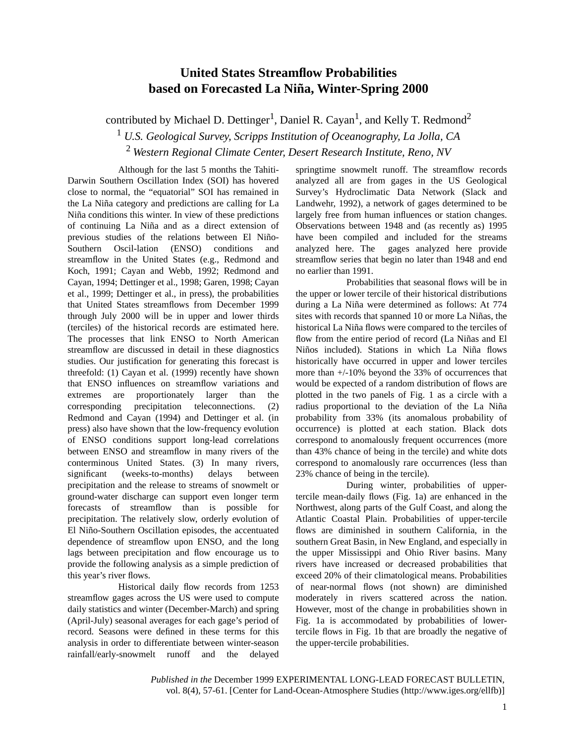# United States Streamflow Probabilities based on Forecasted La Niña, Winter-Spring 2000

contributed by Michael D. Dettinger[1], Daniel R. Cayan[1], and Kelly T. Redmond[2]

[1] *U.S. Geological Survey, Scripps Institution of Oceanography, La Jolla, CA*

[2] *Western Regional Climate Center, Desert Research Institute, Reno, NV*

Although for the last 5 months the Tahiti-Darwin Southern Oscillation Index (SOI) has hovered close to normal, the "equatorial" SOI has remained in the La Niña category and predictions are calling for La Niña conditions this winter. In view of these predictions of continuing La Niña and as a direct extension of previous studies of the relations between El Niño-Southern Oscil-lation (ENSO) conditions and streamflow in the United States (e.g., Redmond and Koch, 1991; Cayan and Webb, 1992; Redmond and Cayan, 1994; Dettinger et al., 1998; Garen, 1998; Cayan et al., 1999; Dettinger et al., in press), the probabilities that United States streamflows from December 1999 through July 2000 will be in upper and lower thirds (terciles) of the historical records are estimated here. The processes that link ENSO to North American streamflow are discussed in detail in these diagnostics studies. Our justification for generating this forecast is threefold: (1) Cayan et al. (1999) recently have shown that ENSO influences on streamflow variations and extremes are proportionately larger than the corresponding precipitation teleconnections. (2) Redmond and Cayan (1994) and Dettinger et al. (in press) also have shown that the low-frequency evolution of ENSO conditions support long-lead correlations between ENSO and streamflow in many rivers of the conterminous United States. (3) In many rivers, significant (weeks-to-months) delays between precipitation and the release to streams of snowmelt or ground-water discharge can support even longer term forecasts of streamflow than is possible for precipitation. The relatively slow, orderly evolution of El Niño-Southern Oscillation episodes, the accentuated dependence of streamflow upon ENSO, and the long lags between precipitation and flow encourage us to provide the following analysis as a simple prediction of this year's river flows.

Historical daily flow records from 1253 streamflow gages across the US were used to compute daily statistics and winter (December-March) and spring (April-July) seasonal averages for each gage's period of record. Seasons were defined in these terms for this analysis in order to differentiate between winter-season rainfall/early-snowmelt runoff and the delayed springtime snowmelt runoff. The streamflow records analyzed all are from gages in the US Geological Survey's Hydroclimatic Data Network (Slack and Landwehr, 1992), a network of gages determined to be largely free from human influences or station changes. Observations between 1948 and (as recently as) 1995 have been compiled and included for the streams analyzed here. The gages analyzed here provide streamflow series that begin no later than 1948 and end no earlier than 1991.

Probabilities that seasonal flows will be in the upper or lower tercile of their historical distributions during a La Niña were determined as follows: At 774 sites with records that spanned 10 or more La Niñas, the historical La Niña flows were compared to the terciles of flow from the entire period of record (La Niñas and El Niños included). Stations in which La Niña flows historically have occurred in upper and lower terciles more than +/-10% beyond the 33% of occurrences that would be expected of a random distribution of flows are plotted in the two panels of Fig. 1 as a circle with a radius proportional to the deviation of the La Niña probability from 33% (its anomalous probability of occurrence) is plotted at each station. Black dots correspond to anomalously frequent occurrences (more than 43% chance of being in the tercile) and white dots correspond to anomalously rare occurrences (less than 23% chance of being in the tercile).

During winter, probabilities of upper-tercile mean-daily flows (Fig. 1a) are enhanced in the Northwest, along parts of the Gulf Coast, and along the Atlantic Coastal Plain. Probabilities of upper-tercile flows are diminished in southern California, in the southern Great Basin, in New England, and especially in the upper Mississippi and Ohio River basins. Many rivers have increased or decreased probabilities that exceed 20% of their climatological means. Probabilities of near-normal flows (not shown) are diminished moderately in rivers scattered across the nation. However, most of the change in probabilities shown in Fig. 1a is accommodated by probabilities of lower-tercile flows in Fig. 1b that are broadly the negative of the upper-tercile probabilities.

*Published in the* December 1999 EXPERIMENTAL LONG-LEAD FORECAST BULLETIN, vol. 8(4), 57-61. [Center for Land-Ocean-Atmosphere Studies (http://www.iges.org/ellfb)]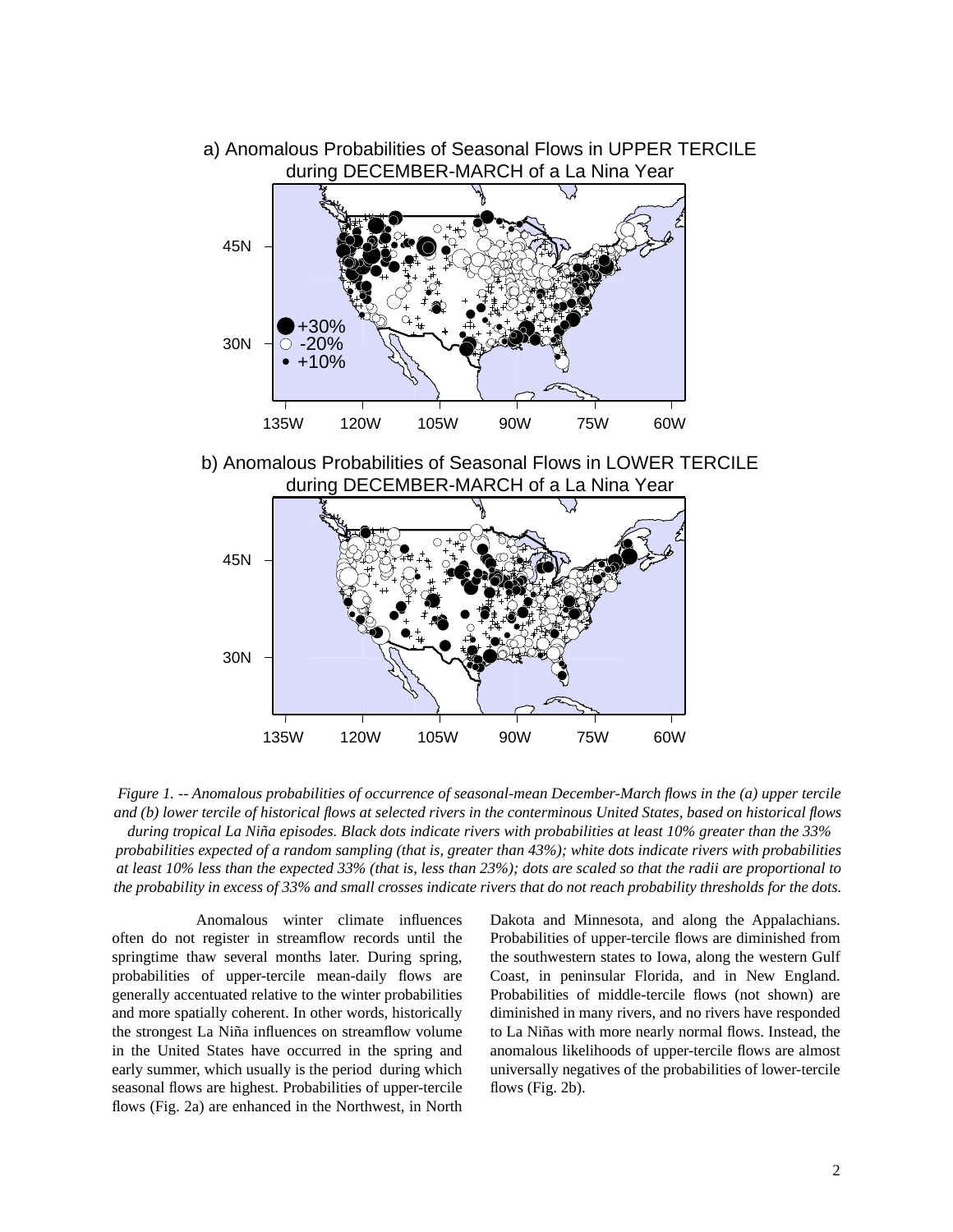a) Anomalous Probabilities of Seasonal Flows in UPPER TERCILE during DECEMBER-MARCH of a La Nina Year

b) Anomalous Probabilities of Seasonal Flows in LOWER TERCILE during DECEMBER-MARCH of a La Nina Year

*Figure 1. -- Anomalous probabilities of occurrence of seasonal-mean December-March flows in the (a) upper tercile and (b) lower tercile of historical flows at selected rivers in the conterminous United States, based on historical flows during tropical La Niña episodes. Black dots indicate rivers with probabilities at least 10% greater than the 33% probabilities expected of a random sampling (that is, greater than 43%); white dots indicate rivers with probabilities at least 10% less than the expected 33% (that is, less than 23%); dots are scaled so that the radii are proportional to the probability in excess of 33% and small crosses indicate rivers that do not reach probability thresholds for the dots.*

Anomalous winter climate influences often do not register in streamflow records until the springtime thaw several months later. During spring, probabilities of upper-tercile mean-daily flows are generally accentuated relative to the winter probabilities and more spatially coherent. In other words, historically the strongest La Niña influences on streamflow volume in the United States have occurred in the spring and early summer, which usually is the period during which seasonal flows are highest. Probabilities of upper-tercile flows (Fig. 2a) are enhanced in the Northwest, in North Dakota and Minnesota, and along the Appalachians. Probabilities of upper-tercile flows are diminished from the southwestern states to Iowa, along the western Gulf Coast, in peninsular Florida, and in New England. Probabilities of middle-tercile flows (not shown) are diminished in many rivers, and no rivers have responded to La Niñas with more nearly normal flows. Instead, the anomalous likelihoods of upper-tercile flows are almost universally negatives of the probabilities of lower-tercile flows (Fig. 2b).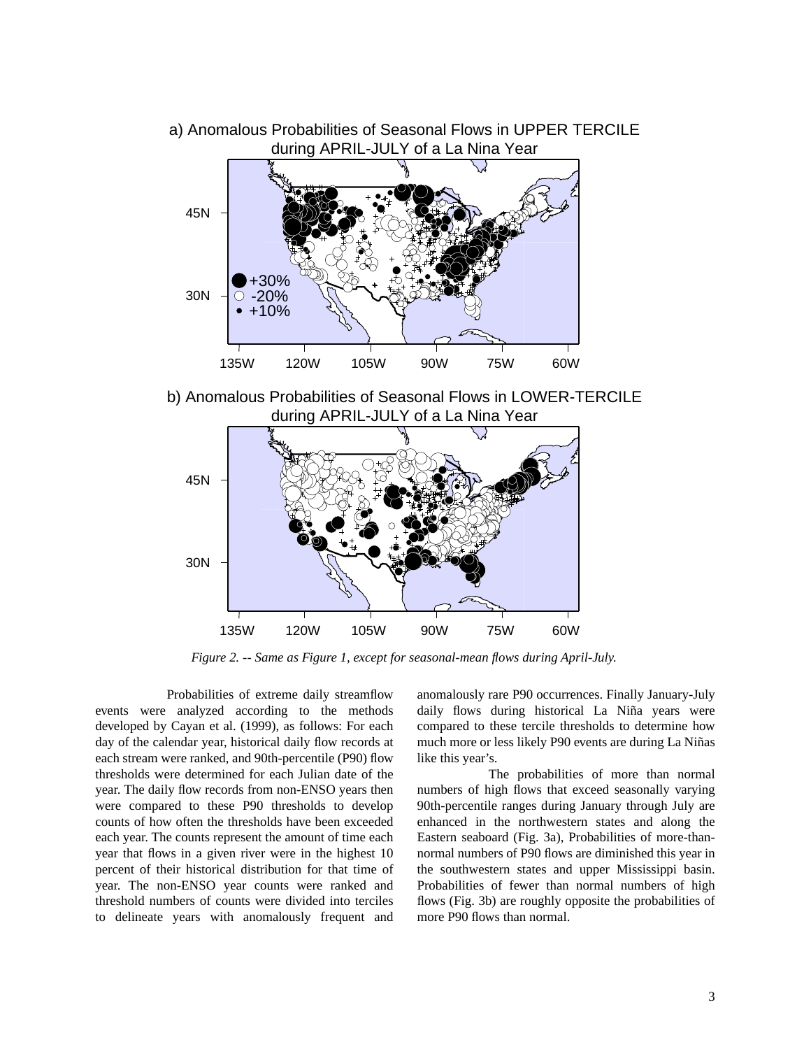a) Anomalous Probabilities of Seasonal Flows in UPPER TERCILE during APRIL-JULY of a La Nina Year

b) Anomalous Probabilities of Seasonal Flows in LOWER-TERCILE during APRIL-JULY of a La Nina Year

*Figure 2. -- Same as Figure 1, except for seasonal-mean flows during April-July.*

Probabilities of extreme daily streamflow events were analyzed according to the methods developed by Cayan et al. (1999), as follows: For each day of the calendar year, historical daily flow records at each stream were ranked, and 90th-percentile (P90) flow thresholds were determined for each Julian date of the year. The daily flow records from non-ENSO years then were compared to these P90 thresholds to develop counts of how often the thresholds have been exceeded each year. The counts represent the amount of time each year that flows in a given river were in the highest 10 percent of their historical distribution for that time of year. The non-ENSO year counts were ranked and threshold numbers of counts were divided into terciles to delineate years with anomalously frequent and anomalously rare P90 occurrences. Finally January-July daily flows during historical La Niña years were compared to these tercile thresholds to determine how much more or less likely P90 events are during La Niñas like this year's.

The probabilities of more than normal numbers of high flows that exceed seasonally varying 90th-percentile ranges during January through July are enhanced in the northwestern states and along the Eastern seaboard (Fig. 3a), Probabilities of more-than-normal numbers of P90 flows are diminished this year in the southwestern states and upper Mississippi basin. Probabilities of fewer than normal numbers of high flows (Fig. 3b) are roughly opposite the probabilities of more P90 flows than normal.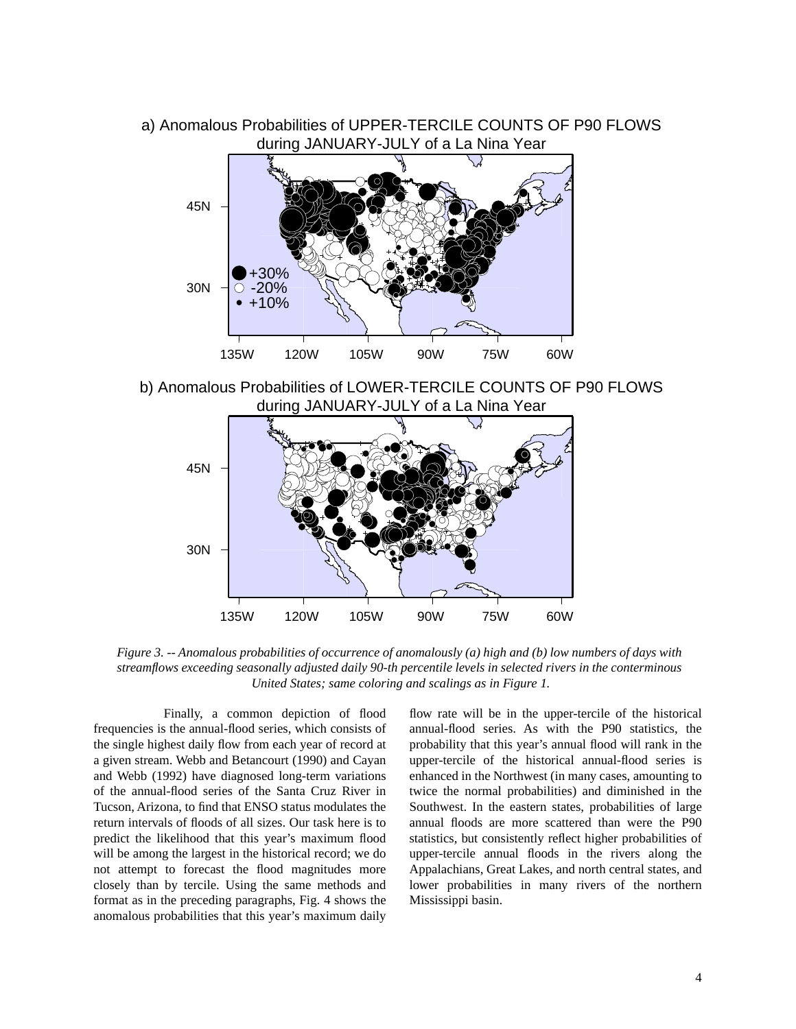*Figure 3. -- Anomalous probabilities of occurrence of anomalously (a) high and (b) low numbers of days with streamflows exceeding seasonally adjusted daily 90-th percentile levels in selected rivers in the conterminous United States; same coloring and scalings as in Figure 1.*

Finally, a common depiction of flood frequencies is the annual-flood series, which consists of the single highest daily flow from each year of record at a given stream. Webb and Betancourt (1990) and Cayan and Webb (1992) have diagnosed long-term variations of the annual-flood series of the Santa Cruz River in Tucson, Arizona, to find that ENSO status modulates the return intervals of floods of all sizes. Our task here is to predict the likelihood that this year's maximum flood will be among the largest in the historical record; we do not attempt to forecast the flood magnitudes more closely than by tercile. Using the same methods and format as in the preceding paragraphs, Fig. 4 shows the anomalous probabilities that this year's maximum daily flow rate will be in the upper-tercile of the historical annual-flood series. As with the P90 statistics, the probability that this year's annual flood will rank in the upper-tercile of the historical annual-flood series is enhanced in the Northwest (in many cases, amounting to twice the normal probabilities) and diminished in the Southwest. In the eastern states, probabilities of large annual floods are more scattered than were the P90 statistics, but consistently reflect higher probabilities of upper-tercile annual floods in the rivers along the Appalachians, Great Lakes, and north central states, and lower probabilities in many rivers of the northern Mississippi basin.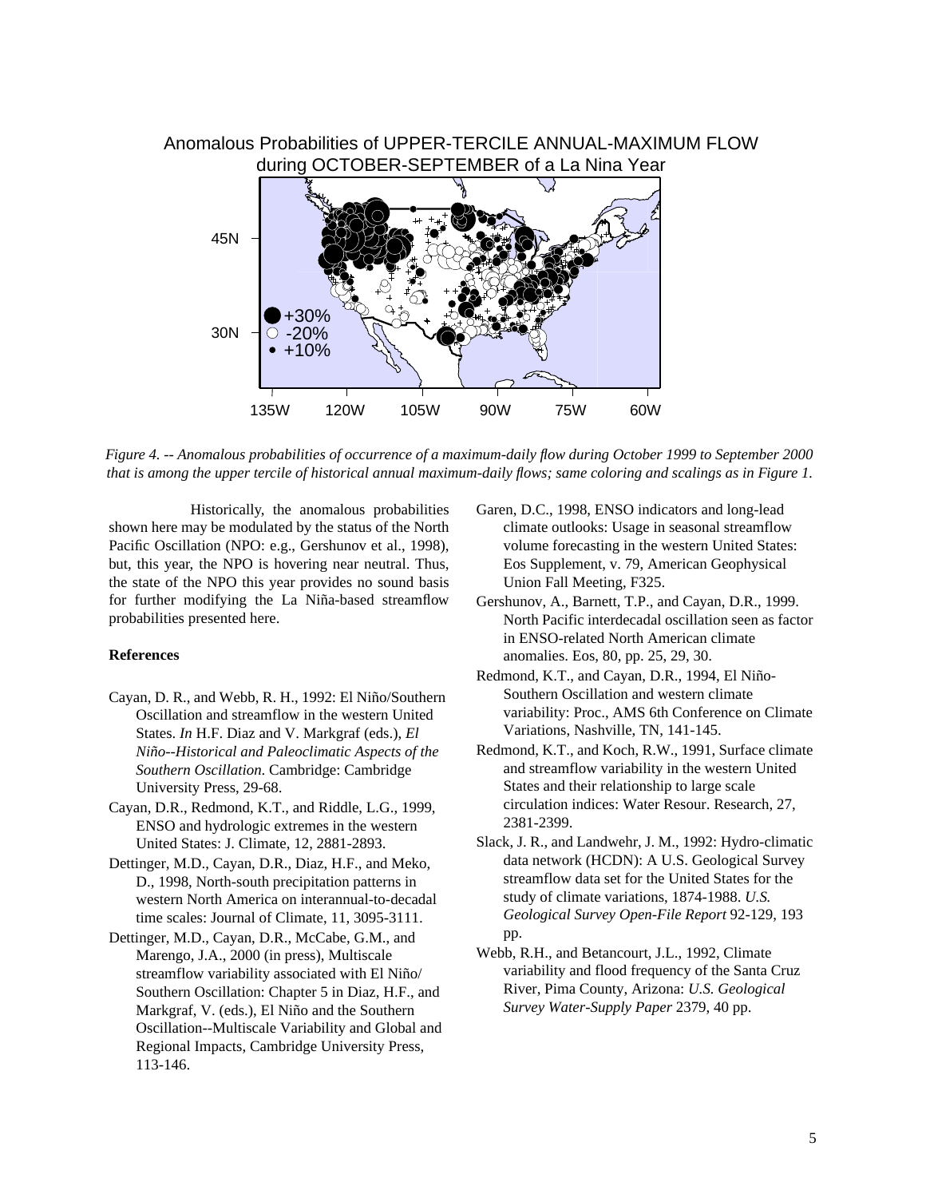Anomalous Probabilities of UPPER-TERCILE ANNUAL-MAXIMUM FLOW
during OCTOBER-SEPTEMBER of a La Nina Year

45N
30N
+30%
-20%
+10%
135W 120W 105W 90W 75W 60W

*Figure 4. -- Anomalous probabilities of occurrence of a maximum-daily flow during October 1999 to September 2000 that is among the upper tercile of historical annual maximum-daily flows; same coloring and scalings as in Figure 1.*

Historically, the anomalous probabilities shown here may be modulated by the status of the North Pacific Oscillation (NPO: e.g., Gershunov et al., 1998), but, this year, the NPO is hovering near neutral. Thus, the state of the NPO this year provides no sound basis for further modifying the La Niña-based streamflow probabilities presented here.

**References**

Cayan, D. R., and Webb, R. H., 1992: El Niño/Southern Oscillation and streamflow in the western United States. *In* H.F. Diaz and V. Markgraf (eds.), *El Niño--Historical and Paleoclimatic Aspects of the Southern Oscillation*. Cambridge: Cambridge University Press, 29-68.

Cayan, D.R., Redmond, K.T., and Riddle, L.G., 1999, ENSO and hydrologic extremes in the western United States: J. Climate, 12, 2881-2893.

Dettinger, M.D., Cayan, D.R., Diaz, H.F., and Meko, D., 1998, North-south precipitation patterns in western North America on interannual-to-decadal time scales: Journal of Climate, 11, 3095-3111.

Dettinger, M.D., Cayan, D.R., McCabe, G.M., and Marengo, J.A., 2000 (in press), Multiscale streamflow variability associated with El Niño/ Southern Oscillation: Chapter 5 in Diaz, H.F., and Markgraf, V. (eds.), El Niño and the Southern Oscillation--Multiscale Variability and Global and Regional Impacts, Cambridge University Press, 113-146.

Garen, D.C., 1998, ENSO indicators and long-lead climate outlooks: Usage in seasonal streamflow volume forecasting in the western United States: Eos Supplement, v. 79, American Geophysical Union Fall Meeting, F325.

Gershunov, A., Barnett, T.P., and Cayan, D.R., 1999. North Pacific interdecadal oscillation seen as factor in ENSO-related North American climate anomalies. Eos, 80, pp. 25, 29, 30.

Redmond, K.T., and Cayan, D.R., 1994, El Niño-Southern Oscillation and western climate variability: Proc., AMS 6th Conference on Climate Variations, Nashville, TN, 141-145.

Redmond, K.T., and Koch, R.W., 1991, Surface climate and streamflow variability in the western United States and their relationship to large scale circulation indices: Water Resour. Research, 27, 2381-2399.

Slack, J. R., and Landwehr, J. M., 1992: Hydro-climatic data network (HCDN): A U.S. Geological Survey streamflow data set for the United States for the study of climate variations, 1874-1988. *U.S. Geological Survey Open-File Report* 92-129, 193 pp.

Webb, R.H., and Betancourt, J.L., 1992, Climate variability and flood frequency of the Santa Cruz River, Pima County, Arizona: *U.S. Geological Survey Water-Supply Paper* 2379, 40 pp.